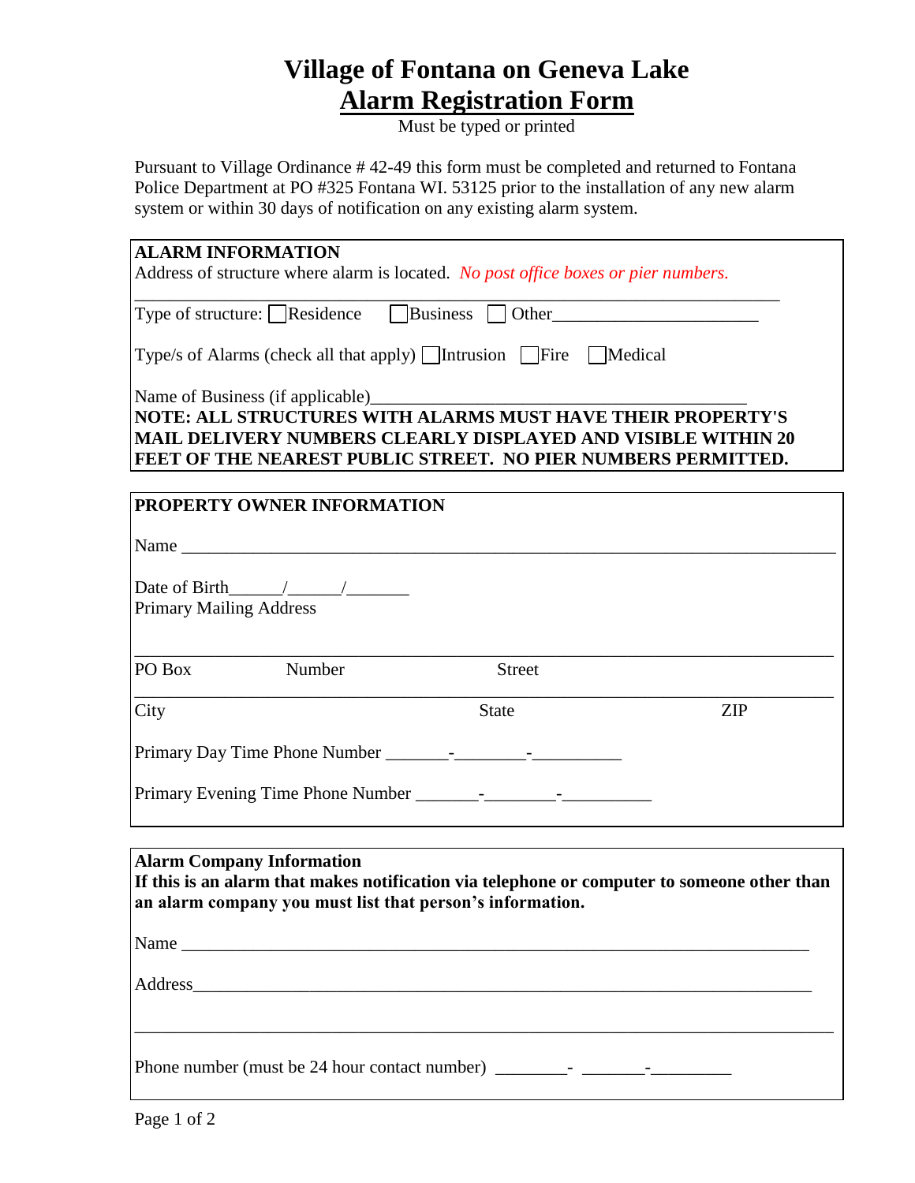# Village of Fontana on Geneva Lake

## Alarm Registration Form

Must be typed or printed

Pursuant to Village Ordinance # 42-49 this form must be completed and returned to Fontana Police Department at PO #325 Fontana WI. 53125 prior to the installation of any new alarm system or within 30 days of notification on any existing alarm system.

**ALARM INFORMATION**

Address of structure where alarm is located. *No post office boxes or pier numbers.*

_______________________________________________________________________________

Type of structure: ☐ Residence ☐ Business ☐ Other_______________________

Type/s of Alarms (check all that apply) ☐ Intrusion ☐ Fire ☐ Medical

Name of Business (if applicable)_________________________________________

**NOTE: ALL STRUCTURES WITH ALARMS MUST HAVE THEIR PROPERTY'S MAIL DELIVERY NUMBERS CLEARLY DISPLAYED AND VISIBLE WITHIN 20 FEET OF THE NEAREST PUBLIC STREET. NO PIER NUMBERS PERMITTED.**

**PROPERTY OWNER INFORMATION**

Name _______________________________________________________________________________

Date of Birth______/______/_______

Primary Mailing Address

_______________________________________________________________________________

PO Box Number Street

_______________________________________________________________________________

City State ZIP

Primary Day Time Phone Number _______-________-__________

Primary Evening Time Phone Number _______-________-__________

**Alarm Company Information**

**If this is an alarm that makes notification via telephone or computer to someone other than an alarm company you must list that person's information.**

Name _______________________________________________________________________________

Address_____________________________________________________________________________

_______________________________________________________________________________

Phone number (must be 24 hour contact number) ________- _______-_________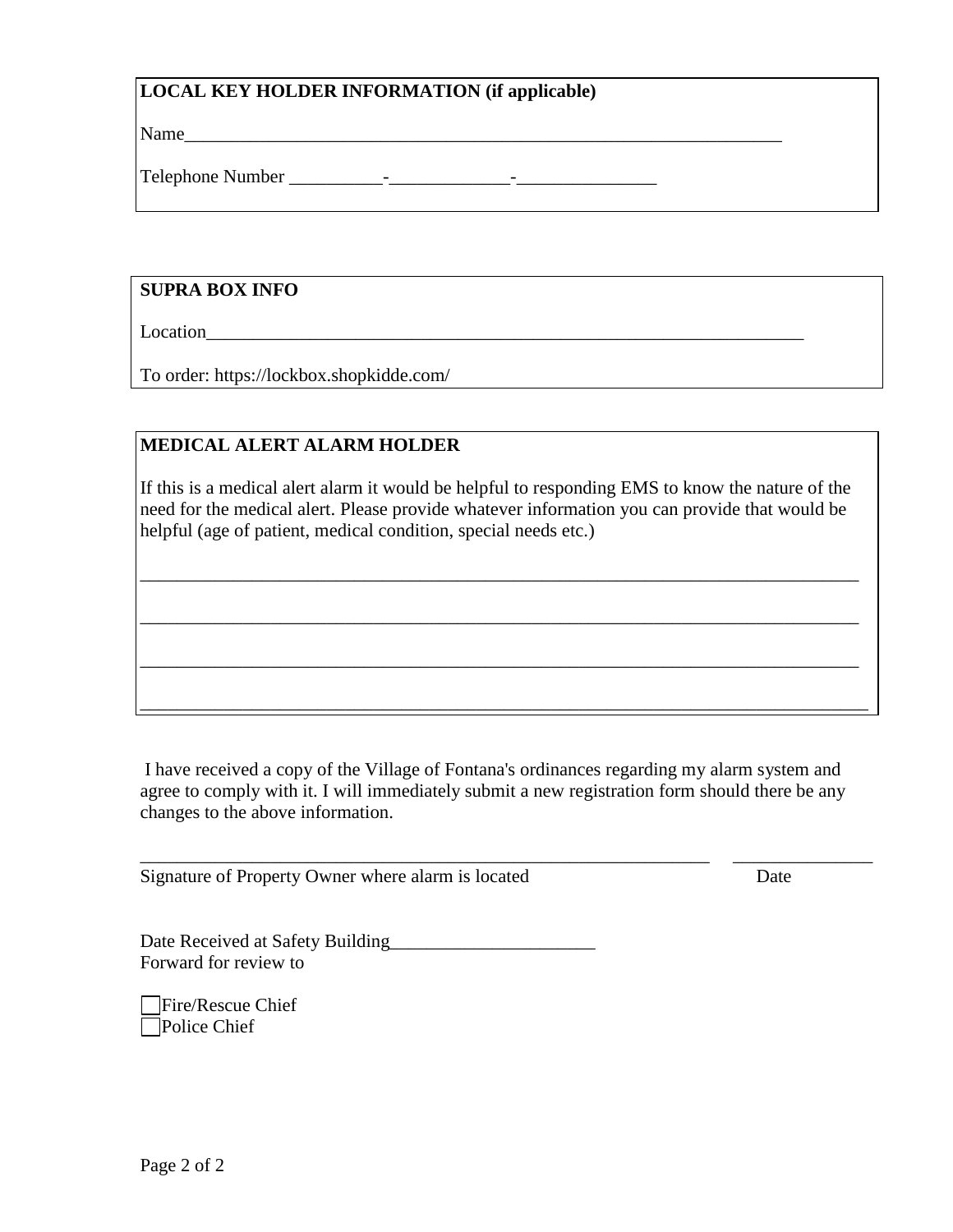**LOCAL KEY HOLDER INFORMATION (if applicable)**

Name_______________________________________________________________

Telephone Number __________-_____________-_______________

**SUPRA BOX INFO**

Location_______________________________________________________________

To order: https://lockbox.shopkidde.com/

**MEDICAL ALERT ALARM HOLDER**

If this is a medical alert alarm it would be helpful to responding EMS to know the nature of the need for the medical alert. Please provide whatever information you can provide that would be helpful (age of patient, medical condition, special needs etc.)

________________________________________________________________________________

________________________________________________________________________________

________________________________________________________________________________

________________________________________________________________________________

I have received a copy of the Village of Fontana's ordinances regarding my alarm system and agree to comply with it. I will immediately submit a new registration form should there be any changes to the above information.

_______________________________________________________________ _______________

Signature of Property Owner where alarm is located Date

Date Received at Safety Building______________________

Forward for review to

- [ ] Fire/Rescue Chief
- [ ] Police Chief